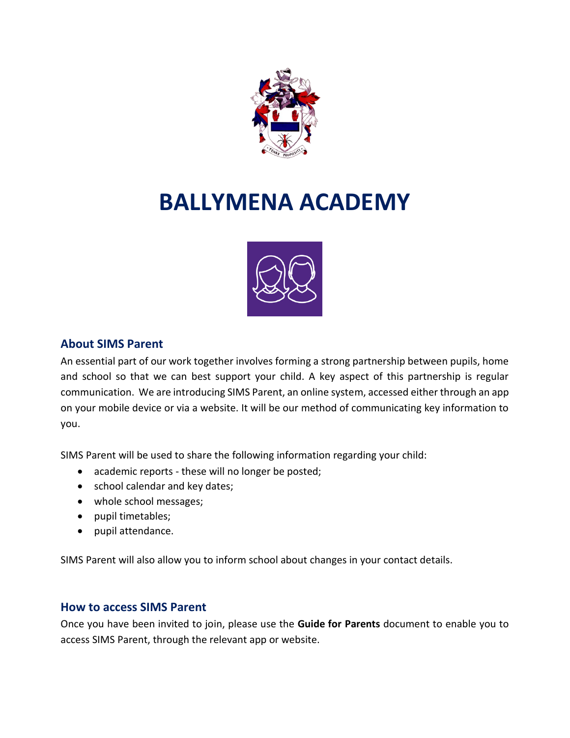# BALLYMENA ACADEMY

## About SIMS Parent

An essential part of our work together involves forming a strong partnership between pupils, home and school so that we can best support your child. A key aspect of this partnership is regular communication. We are introducing SIMS Parent, an online system, accessed either through an app on your mobile device or via a website. It will be our method of communicating key information to you.

SIMS Parent will be used to share the following information regarding your child:

- academic reports - these will no longer be posted;
- school calendar and key dates;
- whole school messages;
- pupil timetables;
- pupil attendance.

SIMS Parent will also allow you to inform school about changes in your contact details.

## How to access SIMS Parent

Once you have been invited to join, please use the **Guide for Parents** document to enable you to access SIMS Parent, through the relevant app or website.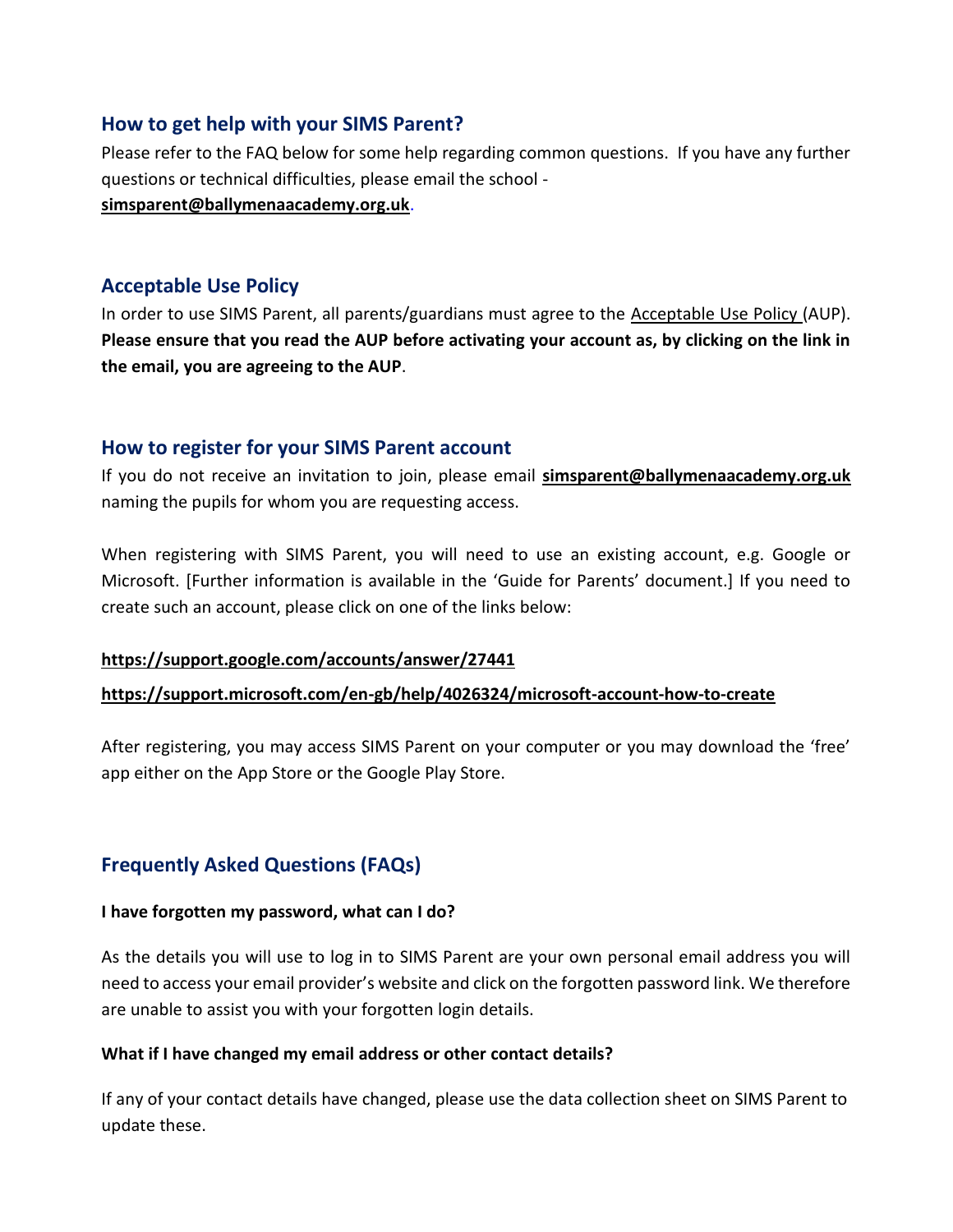## How to get help with your SIMS Parent?

Please refer to the FAQ below for some help regarding common questions. If you have any further questions or technical difficulties, please email the school - **simsparent@ballymenaacademy.org.uk**.

## Acceptable Use Policy

In order to use SIMS Parent, all parents/guardians must agree to the Acceptable Use Policy (AUP). **Please ensure that you read the AUP before activating your account as, by clicking on the link in the email, you are agreeing to the AUP**.

## How to register for your SIMS Parent account

If you do not receive an invitation to join, please email **simsparent@ballymenaacademy.org.uk** naming the pupils for whom you are requesting access.

When registering with SIMS Parent, you will need to use an existing account, e.g. Google or Microsoft. [Further information is available in the 'Guide for Parents' document.] If you need to create such an account, please click on one of the links below:

**https://support.google.com/accounts/answer/27441**

**https://support.microsoft.com/en-gb/help/4026324/microsoft-account-how-to-create**

After registering, you may access SIMS Parent on your computer or you may download the 'free' app either on the App Store or the Google Play Store.

## Frequently Asked Questions (FAQs)

**I have forgotten my password, what can I do?**

As the details you will use to log in to SIMS Parent are your own personal email address you will need to access your email provider's website and click on the forgotten password link. We therefore are unable to assist you with your forgotten login details.

**What if I have changed my email address or other contact details?**

If any of your contact details have changed, please use the data collection sheet on SIMS Parent to update these.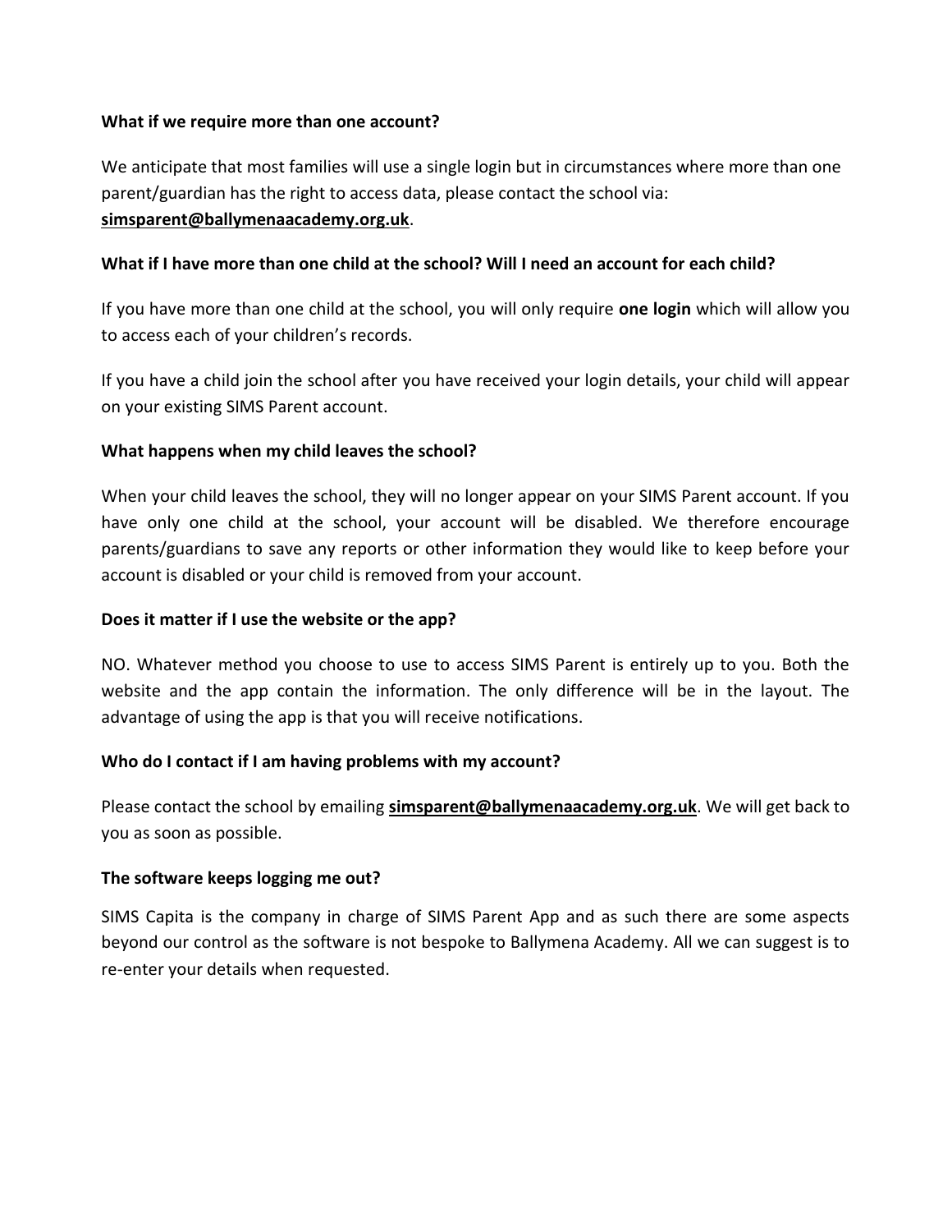**What if we require more than one account?**

We anticipate that most families will use a single login but in circumstances where more than one parent/guardian has the right to access data, please contact the school via: **simsparent@ballymenaacademy.org.uk**.

**What if I have more than one child at the school? Will I need an account for each child?**

If you have more than one child at the school, you will only require **one login** which will allow you to access each of your children's records.

If you have a child join the school after you have received your login details, your child will appear on your existing SIMS Parent account.

**What happens when my child leaves the school?**

When your child leaves the school, they will no longer appear on your SIMS Parent account. If you have only one child at the school, your account will be disabled. We therefore encourage parents/guardians to save any reports or other information they would like to keep before your account is disabled or your child is removed from your account.

**Does it matter if I use the website or the app?**

NO. Whatever method you choose to use to access SIMS Parent is entirely up to you. Both the website and the app contain the information. The only difference will be in the layout. The advantage of using the app is that you will receive notifications.

**Who do I contact if I am having problems with my account?**

Please contact the school by emailing **simsparent@ballymenaacademy.org.uk**. We will get back to you as soon as possible.

**The software keeps logging me out?**

SIMS Capita is the company in charge of SIMS Parent App and as such there are some aspects beyond our control as the software is not bespoke to Ballymena Academy. All we can suggest is to re-enter your details when requested.